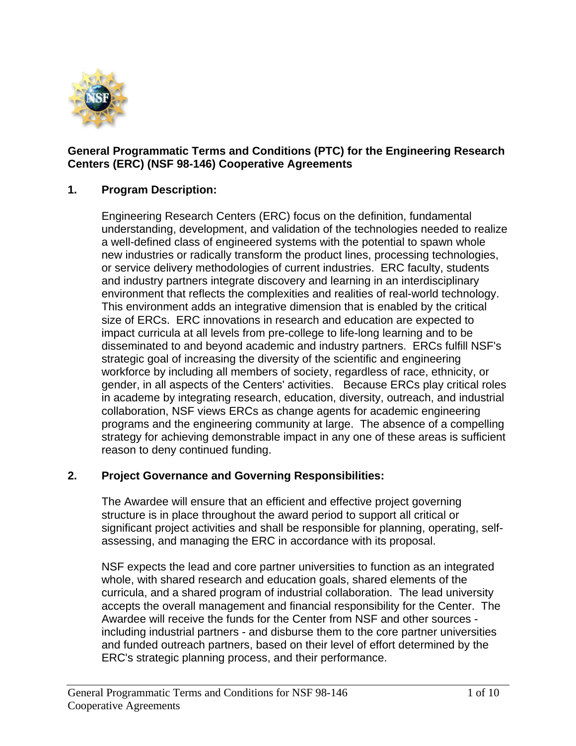**General Programmatic Terms and Conditions (PTC) for the Engineering Research Centers (ERC) (NSF 98-146) Cooperative Agreements**

## 1. Program Description:

Engineering Research Centers (ERC) focus on the definition, fundamental understanding, development, and validation of the technologies needed to realize a well-defined class of engineered systems with the potential to spawn whole new industries or radically transform the product lines, processing technologies, or service delivery methodologies of current industries. ERC faculty, students and industry partners integrate discovery and learning in an interdisciplinary environment that reflects the complexities and realities of real-world technology. This environment adds an integrative dimension that is enabled by the critical size of ERCs. ERC innovations in research and education are expected to impact curricula at all levels from pre-college to life-long learning and to be disseminated to and beyond academic and industry partners. ERCs fulfill NSF's strategic goal of increasing the diversity of the scientific and engineering workforce by including all members of society, regardless of race, ethnicity, or gender, in all aspects of the Centers' activities. Because ERCs play critical roles in academe by integrating research, education, diversity, outreach, and industrial collaboration, NSF views ERCs as change agents for academic engineering programs and the engineering community at large. The absence of a compelling strategy for achieving demonstrable impact in any one of these areas is sufficient reason to deny continued funding.

## 2. Project Governance and Governing Responsibilities:

The Awardee will ensure that an efficient and effective project governing structure is in place throughout the award period to support all critical or significant project activities and shall be responsible for planning, operating, self-assessing, and managing the ERC in accordance with its proposal.

NSF expects the lead and core partner universities to function as an integrated whole, with shared research and education goals, shared elements of the curricula, and a shared program of industrial collaboration. The lead university accepts the overall management and financial responsibility for the Center. The Awardee will receive the funds for the Center from NSF and other sources - including industrial partners - and disburse them to the core partner universities and funded outreach partners, based on their level of effort determined by the ERC's strategic planning process, and their performance.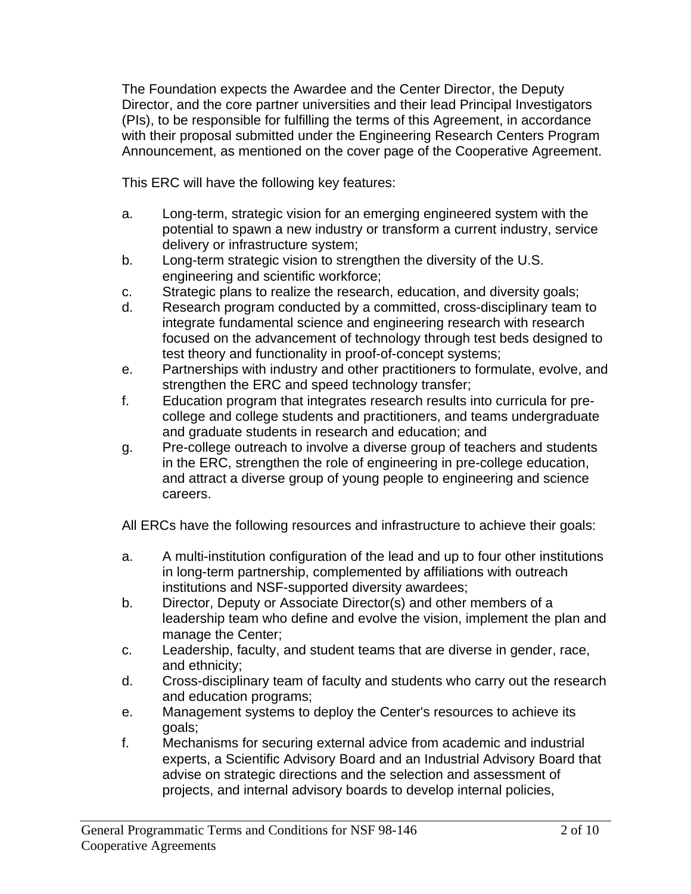The Foundation expects the Awardee and the Center Director, the Deputy Director, and the core partner universities and their lead Principal Investigators (PIs), to be responsible for fulfilling the terms of this Agreement, in accordance with their proposal submitted under the Engineering Research Centers Program Announcement, as mentioned on the cover page of the Cooperative Agreement.

This ERC will have the following key features:

a. Long-term, strategic vision for an emerging engineered system with the potential to spawn a new industry or transform a current industry, service delivery or infrastructure system;
b. Long-term strategic vision to strengthen the diversity of the U.S. engineering and scientific workforce;
c. Strategic plans to realize the research, education, and diversity goals;
d. Research program conducted by a committed, cross-disciplinary team to integrate fundamental science and engineering research with research focused on the advancement of technology through test beds designed to test theory and functionality in proof-of-concept systems;
e. Partnerships with industry and other practitioners to formulate, evolve, and strengthen the ERC and speed technology transfer;
f. Education program that integrates research results into curricula for pre-college and college students and practitioners, and teams undergraduate and graduate students in research and education; and
g. Pre-college outreach to involve a diverse group of teachers and students in the ERC, strengthen the role of engineering in pre-college education, and attract a diverse group of young people to engineering and science careers.

All ERCs have the following resources and infrastructure to achieve their goals:

a. A multi-institution configuration of the lead and up to four other institutions in long-term partnership, complemented by affiliations with outreach institutions and NSF-supported diversity awardees;
b. Director, Deputy or Associate Director(s) and other members of a leadership team who define and evolve the vision, implement the plan and manage the Center;
c. Leadership, faculty, and student teams that are diverse in gender, race, and ethnicity;
d. Cross-disciplinary team of faculty and students who carry out the research and education programs;
e. Management systems to deploy the Center's resources to achieve its goals;
f. Mechanisms for securing external advice from academic and industrial experts, a Scientific Advisory Board and an Industrial Advisory Board that advise on strategic directions and the selection and assessment of projects, and internal advisory boards to develop internal policies,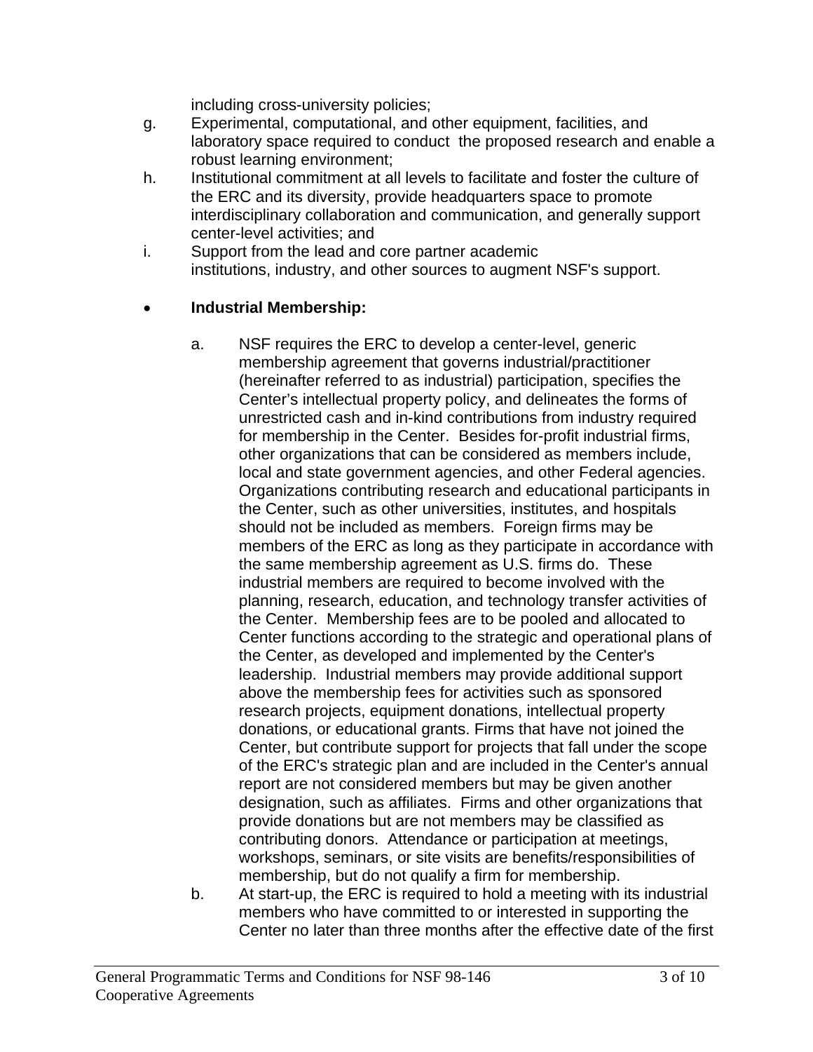including cross-university policies;

g. Experimental, computational, and other equipment, facilities, and laboratory space required to conduct the proposed research and enable a robust learning environment;

h. Institutional commitment at all levels to facilitate and foster the culture of the ERC and its diversity, provide headquarters space to promote interdisciplinary collaboration and communication, and generally support center-level activities; and

i. Support from the lead and core partner academic institutions, industry, and other sources to augment NSF's support.

- **Industrial Membership:**

  a. NSF requires the ERC to develop a center-level, generic membership agreement that governs industrial/practitioner (hereinafter referred to as industrial) participation, specifies the Center's intellectual property policy, and delineates the forms of unrestricted cash and in-kind contributions from industry required for membership in the Center. Besides for-profit industrial firms, other organizations that can be considered as members include, local and state government agencies, and other Federal agencies. Organizations contributing research and educational participants in the Center, such as other universities, institutes, and hospitals should not be included as members. Foreign firms may be members of the ERC as long as they participate in accordance with the same membership agreement as U.S. firms do. These industrial members are required to become involved with the planning, research, education, and technology transfer activities of the Center. Membership fees are to be pooled and allocated to Center functions according to the strategic and operational plans of the Center, as developed and implemented by the Center's leadership. Industrial members may provide additional support above the membership fees for activities such as sponsored research projects, equipment donations, intellectual property donations, or educational grants. Firms that have not joined the Center, but contribute support for projects that fall under the scope of the ERC's strategic plan and are included in the Center's annual report are not considered members but may be given another designation, such as affiliates. Firms and other organizations that provide donations but are not members may be classified as contributing donors. Attendance or participation at meetings, workshops, seminars, or site visits are benefits/responsibilities of membership, but do not qualify a firm for membership.

  b. At start-up, the ERC is required to hold a meeting with its industrial members who have committed to or interested in supporting the Center no later than three months after the effective date of the first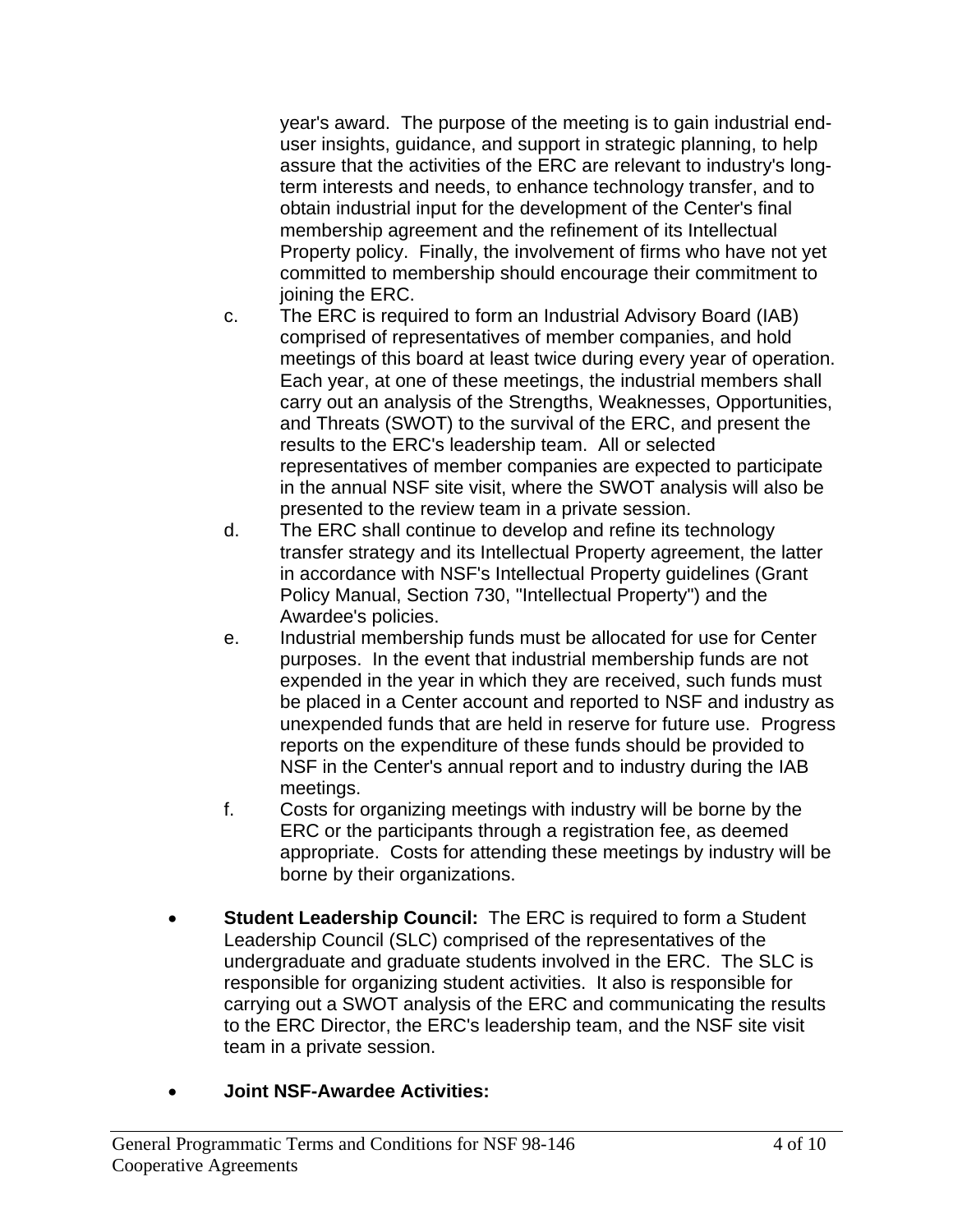year's award. The purpose of the meeting is to gain industrial end-user insights, guidance, and support in strategic planning, to help assure that the activities of the ERC are relevant to industry's long-term interests and needs, to enhance technology transfer, and to obtain industrial input for the development of the Center's final membership agreement and the refinement of its Intellectual Property policy. Finally, the involvement of firms who have not yet committed to membership should encourage their commitment to joining the ERC.

c. The ERC is required to form an Industrial Advisory Board (IAB) comprised of representatives of member companies, and hold meetings of this board at least twice during every year of operation. Each year, at one of these meetings, the industrial members shall carry out an analysis of the Strengths, Weaknesses, Opportunities, and Threats (SWOT) to the survival of the ERC, and present the results to the ERC's leadership team. All or selected representatives of member companies are expected to participate in the annual NSF site visit, where the SWOT analysis will also be presented to the review team in a private session.

d. The ERC shall continue to develop and refine its technology transfer strategy and its Intellectual Property agreement, the latter in accordance with NSF's Intellectual Property guidelines (Grant Policy Manual, Section 730, "Intellectual Property") and the Awardee's policies.

e. Industrial membership funds must be allocated for use for Center purposes. In the event that industrial membership funds are not expended in the year in which they are received, such funds must be placed in a Center account and reported to NSF and industry as unexpended funds that are held in reserve for future use. Progress reports on the expenditure of these funds should be provided to NSF in the Center's annual report and to industry during the IAB meetings.

f. Costs for organizing meetings with industry will be borne by the ERC or the participants through a registration fee, as deemed appropriate. Costs for attending these meetings by industry will be borne by their organizations.

- **Student Leadership Council:** The ERC is required to form a Student Leadership Council (SLC) comprised of the representatives of the undergraduate and graduate students involved in the ERC. The SLC is responsible for organizing student activities. It also is responsible for carrying out a SWOT analysis of the ERC and communicating the results to the ERC Director, the ERC's leadership team, and the NSF site visit team in a private session.

- **Joint NSF-Awardee Activities:**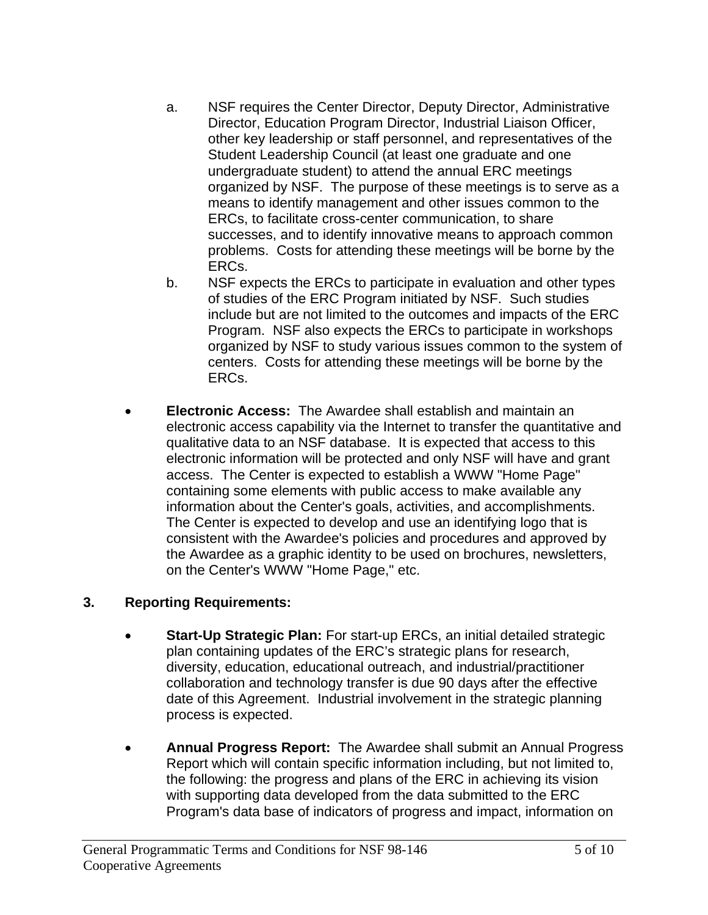a. NSF requires the Center Director, Deputy Director, Administrative Director, Education Program Director, Industrial Liaison Officer, other key leadership or staff personnel, and representatives of the Student Leadership Council (at least one graduate and one undergraduate student) to attend the annual ERC meetings organized by NSF. The purpose of these meetings is to serve as a means to identify management and other issues common to the ERCs, to facilitate cross-center communication, to share successes, and to identify innovative means to approach common problems. Costs for attending these meetings will be borne by the ERCs.

b. NSF expects the ERCs to participate in evaluation and other types of studies of the ERC Program initiated by NSF. Such studies include but are not limited to the outcomes and impacts of the ERC Program. NSF also expects the ERCs to participate in workshops organized by NSF to study various issues common to the system of centers. Costs for attending these meetings will be borne by the ERCs.

- **Electronic Access:** The Awardee shall establish and maintain an electronic access capability via the Internet to transfer the quantitative and qualitative data to an NSF database. It is expected that access to this electronic information will be protected and only NSF will have and grant access. The Center is expected to establish a WWW "Home Page" containing some elements with public access to make available any information about the Center's goals, activities, and accomplishments. The Center is expected to develop and use an identifying logo that is consistent with the Awardee's policies and procedures and approved by the Awardee as a graphic identity to be used on brochures, newsletters, on the Center's WWW "Home Page," etc.

## 3. Reporting Requirements:

- **Start-Up Strategic Plan:** For start-up ERCs, an initial detailed strategic plan containing updates of the ERC's strategic plans for research, diversity, education, educational outreach, and industrial/practitioner collaboration and technology transfer is due 90 days after the effective date of this Agreement. Industrial involvement in the strategic planning process is expected.

- **Annual Progress Report:** The Awardee shall submit an Annual Progress Report which will contain specific information including, but not limited to, the following: the progress and plans of the ERC in achieving its vision with supporting data developed from the data submitted to the ERC Program's data base of indicators of progress and impact, information on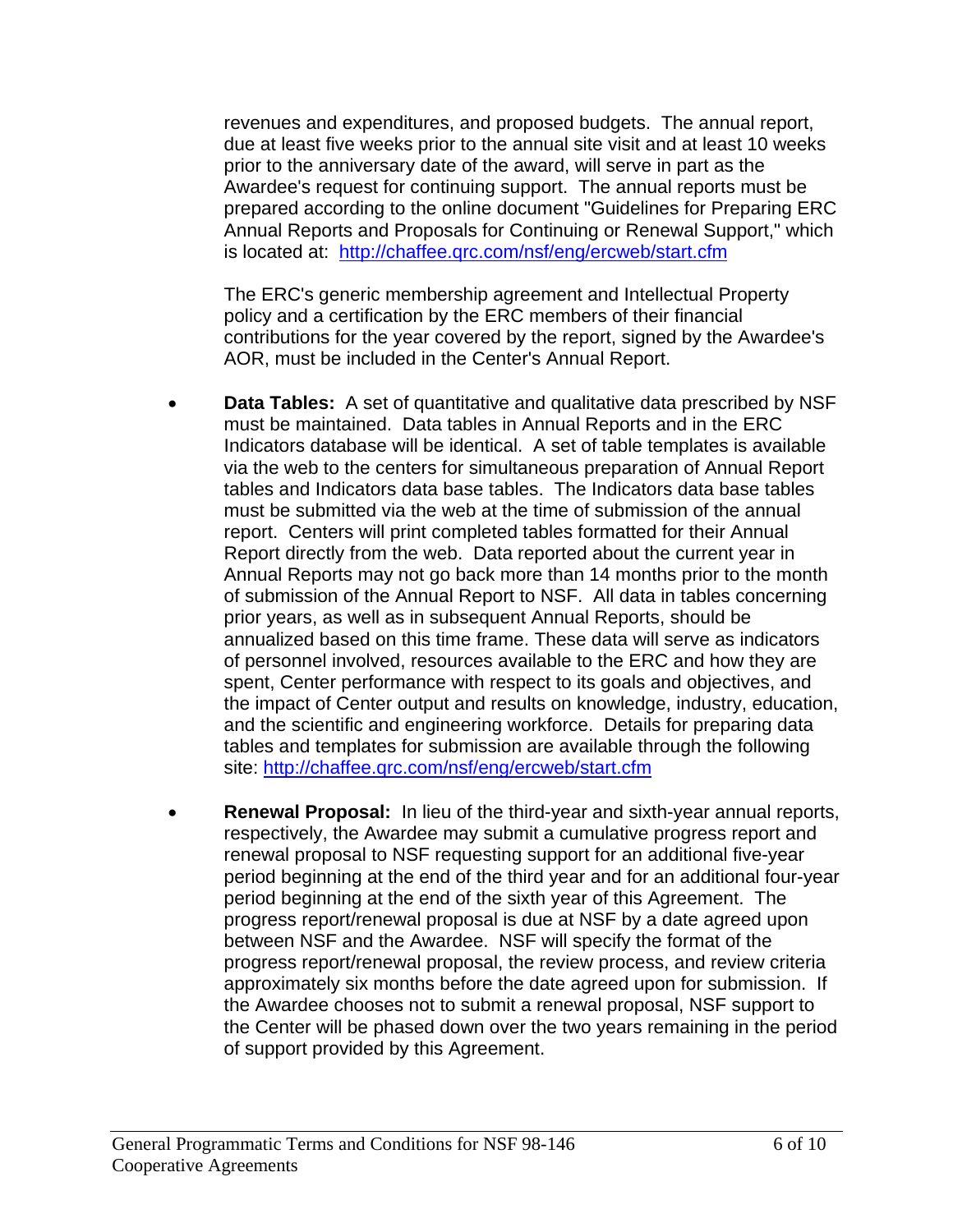revenues and expenditures, and proposed budgets. The annual report, due at least five weeks prior to the annual site visit and at least 10 weeks prior to the anniversary date of the award, will serve in part as the Awardee's request for continuing support. The annual reports must be prepared according to the online document "Guidelines for Preparing ERC Annual Reports and Proposals for Continuing or Renewal Support," which is located at: http://chaffee.qrc.com/nsf/eng/ercweb/start.cfm

The ERC's generic membership agreement and Intellectual Property policy and a certification by the ERC members of their financial contributions for the year covered by the report, signed by the Awardee's AOR, must be included in the Center's Annual Report.

- **Data Tables:** A set of quantitative and qualitative data prescribed by NSF must be maintained. Data tables in Annual Reports and in the ERC Indicators database will be identical. A set of table templates is available via the web to the centers for simultaneous preparation of Annual Report tables and Indicators data base tables. The Indicators data base tables must be submitted via the web at the time of submission of the annual report. Centers will print completed tables formatted for their Annual Report directly from the web. Data reported about the current year in Annual Reports may not go back more than 14 months prior to the month of submission of the Annual Report to NSF. All data in tables concerning prior years, as well as in subsequent Annual Reports, should be annualized based on this time frame. These data will serve as indicators of personnel involved, resources available to the ERC and how they are spent, Center performance with respect to its goals and objectives, and the impact of Center output and results on knowledge, industry, education, and the scientific and engineering workforce. Details for preparing data tables and templates for submission are available through the following site: http://chaffee.qrc.com/nsf/eng/ercweb/start.cfm

- **Renewal Proposal:** In lieu of the third-year and sixth-year annual reports, respectively, the Awardee may submit a cumulative progress report and renewal proposal to NSF requesting support for an additional five-year period beginning at the end of the third year and for an additional four-year period beginning at the end of the sixth year of this Agreement. The progress report/renewal proposal is due at NSF by a date agreed upon between NSF and the Awardee. NSF will specify the format of the progress report/renewal proposal, the review process, and review criteria approximately six months before the date agreed upon for submission. If the Awardee chooses not to submit a renewal proposal, NSF support to the Center will be phased down over the two years remaining in the period of support provided by this Agreement.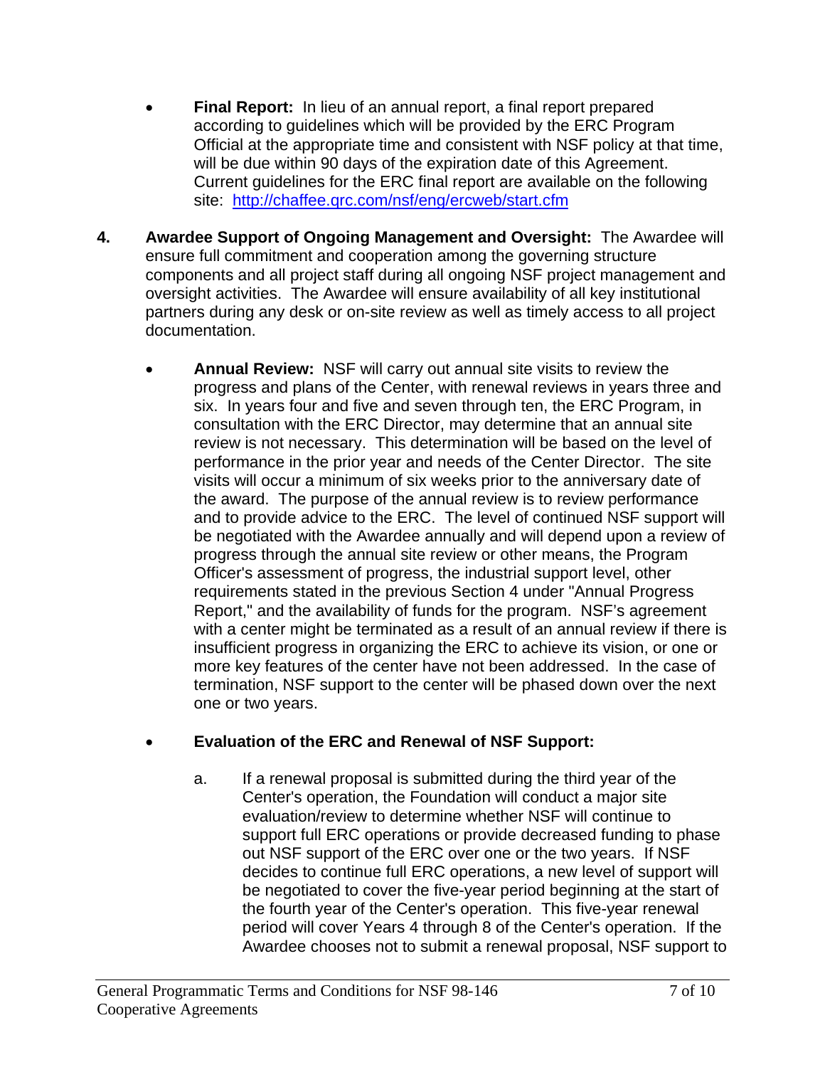- **Final Report:** In lieu of an annual report, a final report prepared according to guidelines which will be provided by the ERC Program Official at the appropriate time and consistent with NSF policy at that time, will be due within 90 days of the expiration date of this Agreement. Current guidelines for the ERC final report are available on the following site: [http://chaffee.qrc.com/nsf/eng/ercweb/start.cfm](http://chaffee.qrc.com/nsf/eng/ercweb/start.cfm)

**4. Awardee Support of Ongoing Management and Oversight:** The Awardee will ensure full commitment and cooperation among the governing structure components and all project staff during all ongoing NSF project management and oversight activities. The Awardee will ensure availability of all key institutional partners during any desk or on-site review as well as timely access to all project documentation.

- **Annual Review:** NSF will carry out annual site visits to review the progress and plans of the Center, with renewal reviews in years three and six. In years four and five and seven through ten, the ERC Program, in consultation with the ERC Director, may determine that an annual site review is not necessary. This determination will be based on the level of performance in the prior year and needs of the Center Director. The site visits will occur a minimum of six weeks prior to the anniversary date of the award. The purpose of the annual review is to review performance and to provide advice to the ERC. The level of continued NSF support will be negotiated with the Awardee annually and will depend upon a review of progress through the annual site review or other means, the Program Officer's assessment of progress, the industrial support level, other requirements stated in the previous Section 4 under "Annual Progress Report," and the availability of funds for the program. NSF's agreement with a center might be terminated as a result of an annual review if there is insufficient progress in organizing the ERC to achieve its vision, or one or more key features of the center have not been addressed. In the case of termination, NSF support to the center will be phased down over the next one or two years.

- **Evaluation of the ERC and Renewal of NSF Support:**

  a. If a renewal proposal is submitted during the third year of the Center's operation, the Foundation will conduct a major site evaluation/review to determine whether NSF will continue to support full ERC operations or provide decreased funding to phase out NSF support of the ERC over one or the two years. If NSF decides to continue full ERC operations, a new level of support will be negotiated to cover the five-year period beginning at the start of the fourth year of the Center's operation. This five-year renewal period will cover Years 4 through 8 of the Center's operation. If the Awardee chooses not to submit a renewal proposal, NSF support to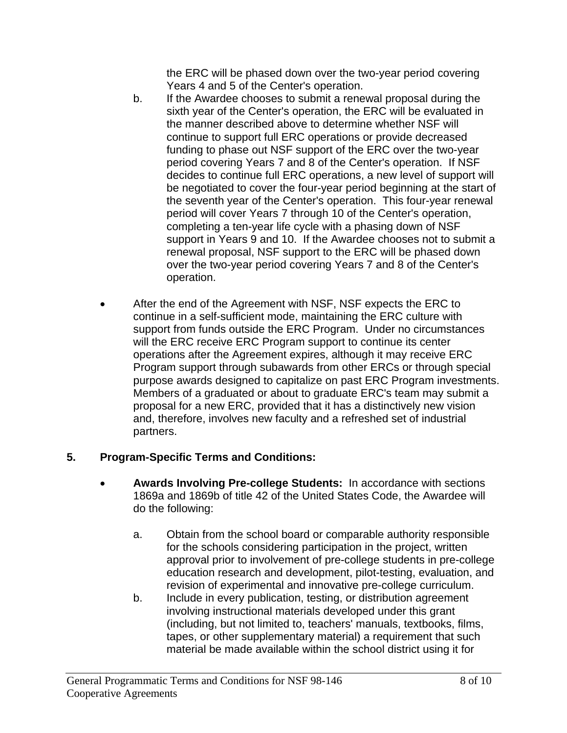the ERC will be phased down over the two-year period covering Years 4 and 5 of the Center's operation.

b. If the Awardee chooses to submit a renewal proposal during the sixth year of the Center's operation, the ERC will be evaluated in the manner described above to determine whether NSF will continue to support full ERC operations or provide decreased funding to phase out NSF support of the ERC over the two-year period covering Years 7 and 8 of the Center's operation. If NSF decides to continue full ERC operations, a new level of support will be negotiated to cover the four-year period beginning at the start of the seventh year of the Center's operation. This four-year renewal period will cover Years 7 through 10 of the Center's operation, completing a ten-year life cycle with a phasing down of NSF support in Years 9 and 10. If the Awardee chooses not to submit a renewal proposal, NSF support to the ERC will be phased down over the two-year period covering Years 7 and 8 of the Center's operation.

- After the end of the Agreement with NSF, NSF expects the ERC to continue in a self-sufficient mode, maintaining the ERC culture with support from funds outside the ERC Program. Under no circumstances will the ERC receive ERC Program support to continue its center operations after the Agreement expires, although it may receive ERC Program support through subawards from other ERCs or through special purpose awards designed to capitalize on past ERC Program investments. Members of a graduated or about to graduate ERC's team may submit a proposal for a new ERC, provided that it has a distinctively new vision and, therefore, involves new faculty and a refreshed set of industrial partners.

## 5. Program-Specific Terms and Conditions:

- **Awards Involving Pre-college Students:** In accordance with sections 1869a and 1869b of title 42 of the United States Code, the Awardee will do the following:

  a. Obtain from the school board or comparable authority responsible for the schools considering participation in the project, written approval prior to involvement of pre-college students in pre-college education research and development, pilot-testing, evaluation, and revision of experimental and innovative pre-college curriculum.

  b. Include in every publication, testing, or distribution agreement involving instructional materials developed under this grant (including, but not limited to, teachers' manuals, textbooks, films, tapes, or other supplementary material) a requirement that such material be made available within the school district using it for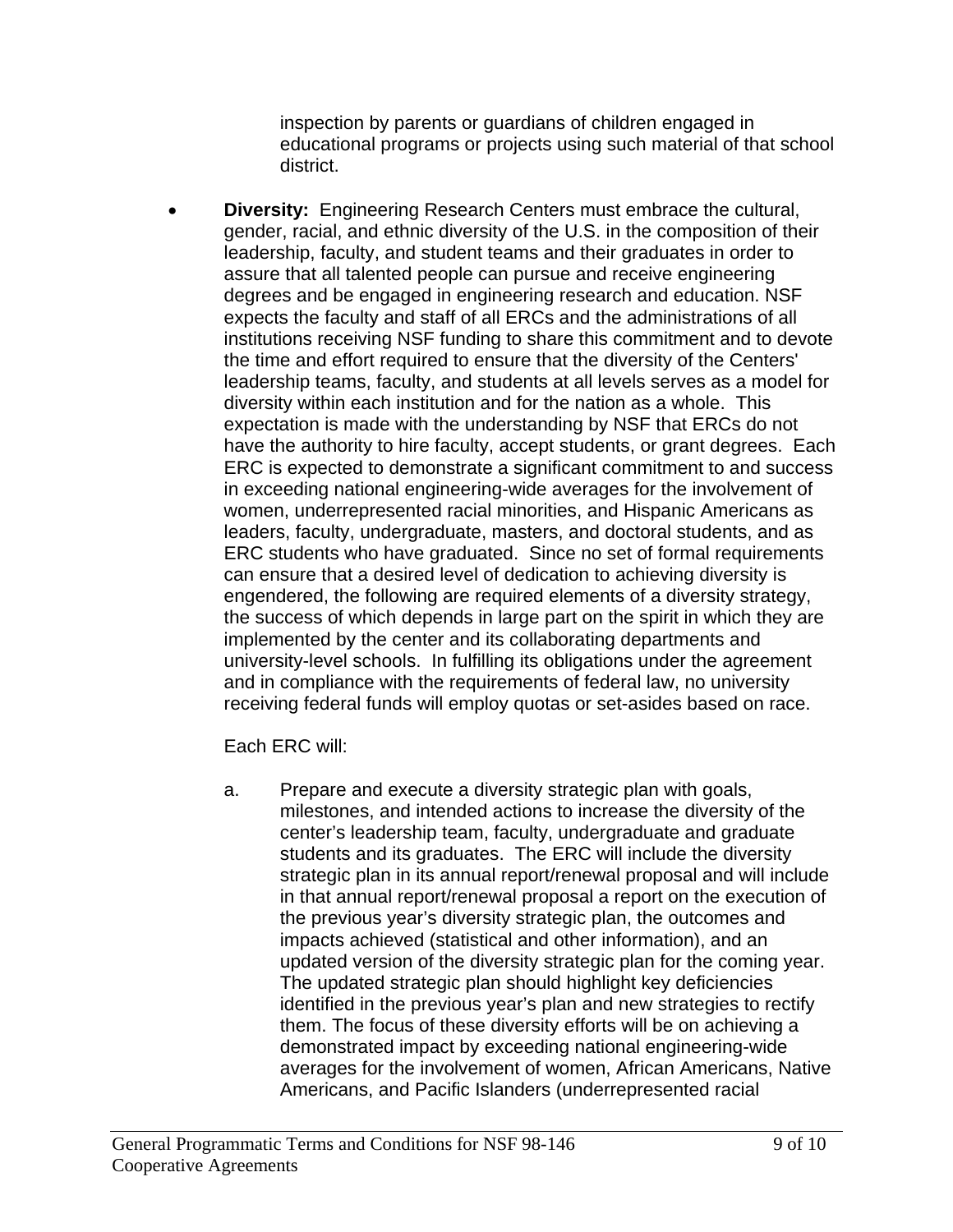inspection by parents or guardians of children engaged in educational programs or projects using such material of that school district.

- **Diversity:** Engineering Research Centers must embrace the cultural, gender, racial, and ethnic diversity of the U.S. in the composition of their leadership, faculty, and student teams and their graduates in order to assure that all talented people can pursue and receive engineering degrees and be engaged in engineering research and education. NSF expects the faculty and staff of all ERCs and the administrations of all institutions receiving NSF funding to share this commitment and to devote the time and effort required to ensure that the diversity of the Centers' leadership teams, faculty, and students at all levels serves as a model for diversity within each institution and for the nation as a whole. This expectation is made with the understanding by NSF that ERCs do not have the authority to hire faculty, accept students, or grant degrees. Each ERC is expected to demonstrate a significant commitment to and success in exceeding national engineering-wide averages for the involvement of women, underrepresented racial minorities, and Hispanic Americans as leaders, faculty, undergraduate, masters, and doctoral students, and as ERC students who have graduated. Since no set of formal requirements can ensure that a desired level of dedication to achieving diversity is engendered, the following are required elements of a diversity strategy, the success of which depends in large part on the spirit in which they are implemented by the center and its collaborating departments and university-level schools. In fulfilling its obligations under the agreement and in compliance with the requirements of federal law, no university receiving federal funds will employ quotas or set-asides based on race.

  Each ERC will:

  a. Prepare and execute a diversity strategic plan with goals, milestones, and intended actions to increase the diversity of the center's leadership team, faculty, undergraduate and graduate students and its graduates. The ERC will include the diversity strategic plan in its annual report/renewal proposal and will include in that annual report/renewal proposal a report on the execution of the previous year's diversity strategic plan, the outcomes and impacts achieved (statistical and other information), and an updated version of the diversity strategic plan for the coming year. The updated strategic plan should highlight key deficiencies identified in the previous year's plan and new strategies to rectify them. The focus of these diversity efforts will be on achieving a demonstrated impact by exceeding national engineering-wide averages for the involvement of women, African Americans, Native Americans, and Pacific Islanders (underrepresented racial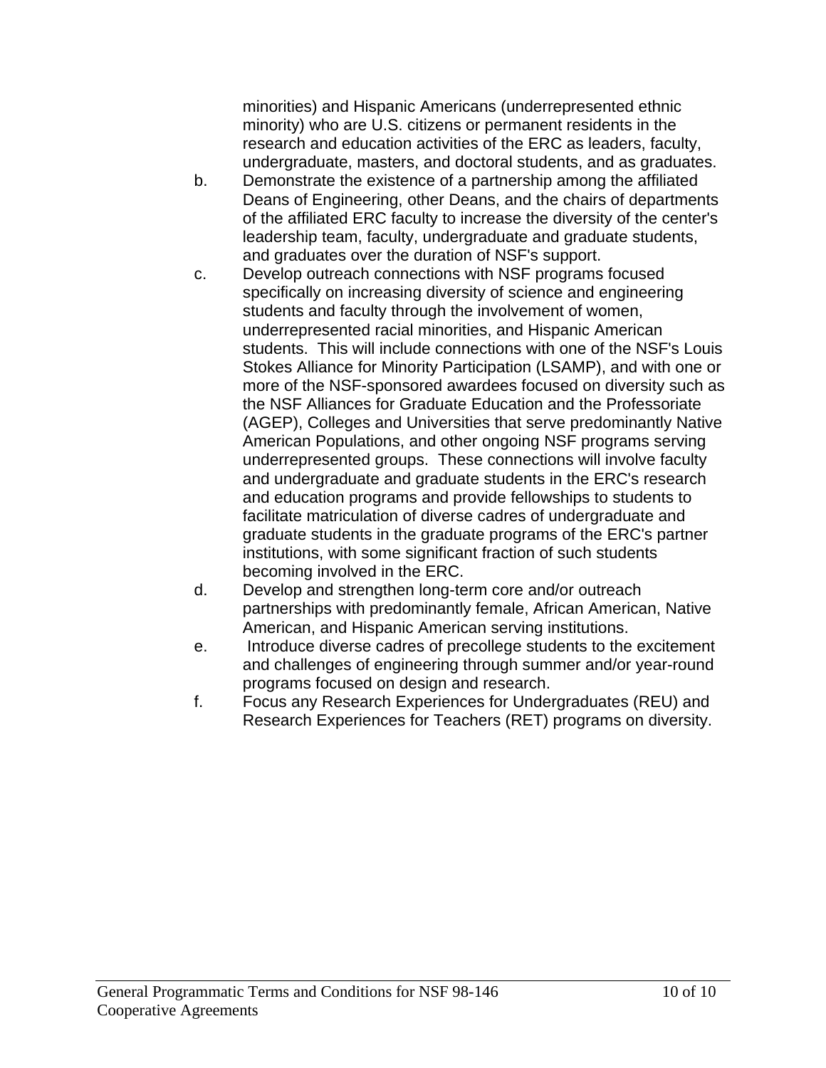minorities) and Hispanic Americans (underrepresented ethnic minority) who are U.S. citizens or permanent residents in the research and education activities of the ERC as leaders, faculty, undergraduate, masters, and doctoral students, and as graduates.

b. Demonstrate the existence of a partnership among the affiliated Deans of Engineering, other Deans, and the chairs of departments of the affiliated ERC faculty to increase the diversity of the center's leadership team, faculty, undergraduate and graduate students, and graduates over the duration of NSF's support.

c. Develop outreach connections with NSF programs focused specifically on increasing diversity of science and engineering students and faculty through the involvement of women, underrepresented racial minorities, and Hispanic American students. This will include connections with one of the NSF's Louis Stokes Alliance for Minority Participation (LSAMP), and with one or more of the NSF-sponsored awardees focused on diversity such as the NSF Alliances for Graduate Education and the Professoriate (AGEP), Colleges and Universities that serve predominantly Native American Populations, and other ongoing NSF programs serving underrepresented groups. These connections will involve faculty and undergraduate and graduate students in the ERC's research and education programs and provide fellowships to students to facilitate matriculation of diverse cadres of undergraduate and graduate students in the graduate programs of the ERC's partner institutions, with some significant fraction of such students becoming involved in the ERC.

d. Develop and strengthen long-term core and/or outreach partnerships with predominantly female, African American, Native American, and Hispanic American serving institutions.

e. Introduce diverse cadres of precollege students to the excitement and challenges of engineering through summer and/or year-round programs focused on design and research.

f. Focus any Research Experiences for Undergraduates (REU) and Research Experiences for Teachers (RET) programs on diversity.